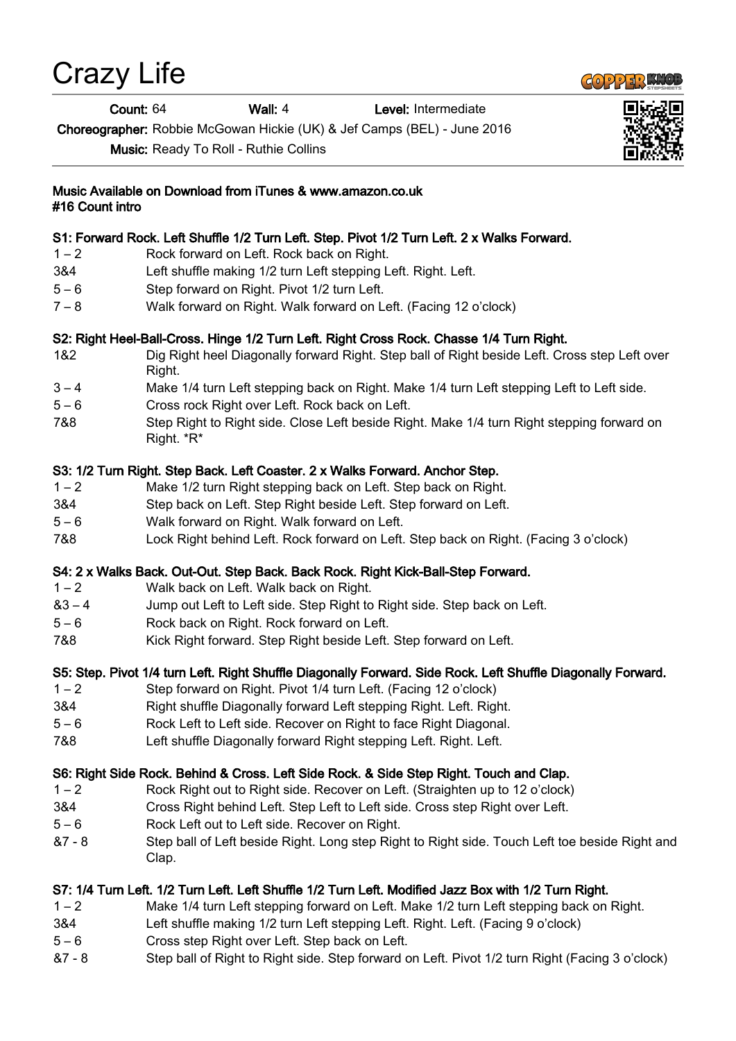# Crazy Life

**Count:** 64 **Wall:** 4 **Level:** Intermediate

**Choreographer:** Robbie McGowan Hickie (UK) & Jef Camps (BEL) - June 2016

**Music:** Ready To Roll - Ruthie Collins

**Music Available on Download from iTunes & www.amazon.co.uk**
**#16 Count intro**

**S1: Forward Rock. Left Shuffle 1/2 Turn Left. Step. Pivot 1/2 Turn Left. 2 x Walks Forward.**

| | |
|---|---|
| 1 – 2 | Rock forward on Left. Rock back on Right. |
| 3&4 | Left shuffle making 1/2 turn Left stepping Left. Right. Left. |
| 5 – 6 | Step forward on Right. Pivot 1/2 turn Left. |
| 7 – 8 | Walk forward on Right. Walk forward on Left. (Facing 12 o'clock) |

**S2: Right Heel-Ball-Cross. Hinge 1/2 Turn Left. Right Cross Rock. Chasse 1/4 Turn Right.**

| | |
|---|---|
| 1&2 | Dig Right heel Diagonally forward Right. Step ball of Right beside Left. Cross step Left over Right. |
| 3 – 4 | Make 1/4 turn Left stepping back on Right. Make 1/4 turn Left stepping Left to Left side. |
| 5 – 6 | Cross rock Right over Left. Rock back on Left. |
| 7&8 | Step Right to Right side. Close Left beside Right. Make 1/4 turn Right stepping forward on Right. *R* |

**S3: 1/2 Turn Right. Step Back. Left Coaster. 2 x Walks Forward. Anchor Step.**

| | |
|---|---|
| 1 – 2 | Make 1/2 turn Right stepping back on Left. Step back on Right. |
| 3&4 | Step back on Left. Step Right beside Left. Step forward on Left. |
| 5 – 6 | Walk forward on Right. Walk forward on Left. |
| 7&8 | Lock Right behind Left. Rock forward on Left. Step back on Right. (Facing 3 o'clock) |

**S4: 2 x Walks Back. Out-Out. Step Back. Back Rock. Right Kick-Ball-Step Forward.**

| | |
|---|---|
| 1 – 2 | Walk back on Left. Walk back on Right. |
| &3 – 4 | Jump out Left to Left side. Step Right to Right side. Step back on Left. |
| 5 – 6 | Rock back on Right. Rock forward on Left. |
| 7&8 | Kick Right forward. Step Right beside Left. Step forward on Left. |

**S5: Step. Pivot 1/4 turn Left. Right Shuffle Diagonally Forward. Side Rock. Left Shuffle Diagonally Forward.**

| | |
|---|---|
| 1 – 2 | Step forward on Right. Pivot 1/4 turn Left. (Facing 12 o'clock) |
| 3&4 | Right shuffle Diagonally forward Left stepping Right. Left. Right. |
| 5 – 6 | Rock Left to Left side. Recover on Right to face Right Diagonal. |
| 7&8 | Left shuffle Diagonally forward Right stepping Left. Right. Left. |

**S6: Right Side Rock. Behind & Cross. Left Side Rock. & Side Step Right. Touch and Clap.**

| | |
|---|---|
| 1 – 2 | Rock Right out to Right side. Recover on Left. (Straighten up to 12 o'clock) |
| 3&4 | Cross Right behind Left. Step Left to Left side. Cross step Right over Left. |
| 5 – 6 | Rock Left out to Left side. Recover on Right. |
| &7 - 8 | Step ball of Left beside Right. Long step Right to Right side. Touch Left toe beside Right and Clap. |

**S7: 1/4 Turn Left. 1/2 Turn Left. Left Shuffle 1/2 Turn Left. Modified Jazz Box with 1/2 Turn Right.**

| | |
|---|---|
| 1 – 2 | Make 1/4 turn Left stepping forward on Left. Make 1/2 turn Left stepping back on Right. |
| 3&4 | Left shuffle making 1/2 turn Left stepping Left. Right. Left. (Facing 9 o'clock) |
| 5 – 6 | Cross step Right over Left. Step back on Left. |
| &7 - 8 | Step ball of Right to Right side. Step forward on Left. Pivot 1/2 turn Right (Facing 3 o'clock) |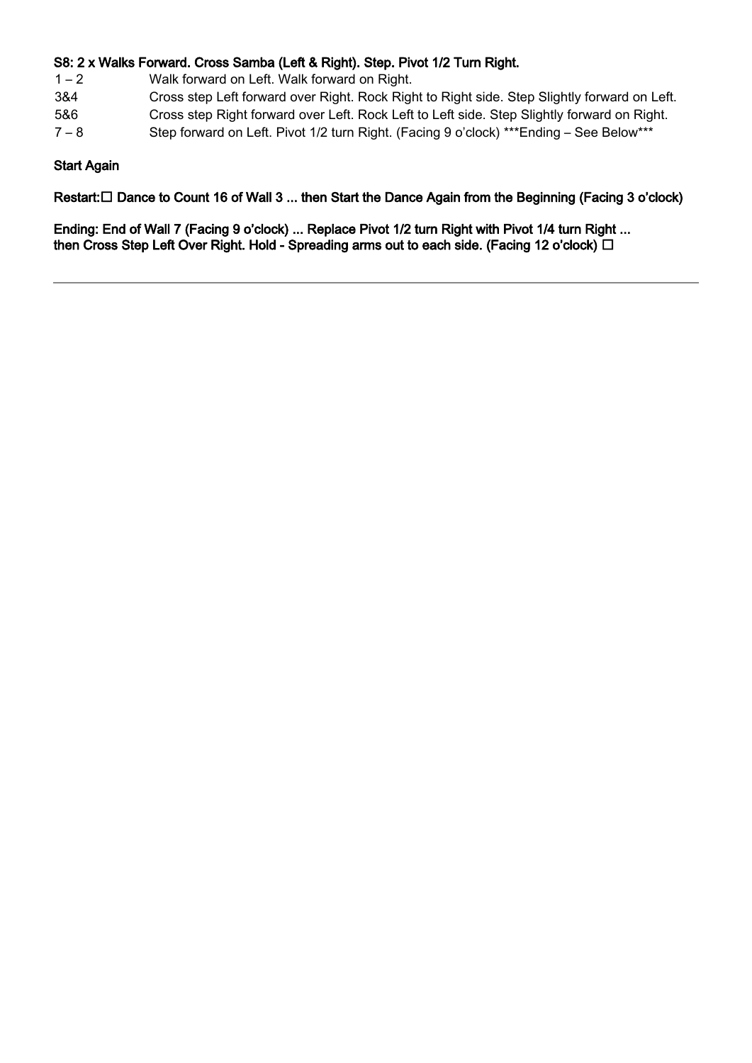**S8: 2 x Walks Forward. Cross Samba (Left & Right). Step. Pivot 1/2 Turn Right.**

| | |
|---|---|
| 1 – 2 | Walk forward on Left. Walk forward on Right. |
| 3&4 | Cross step Left forward over Right. Rock Right to Right side. Step Slightly forward on Left. |
| 5&6 | Cross step Right forward over Left. Rock Left to Left side. Step Slightly forward on Right. |
| 7 – 8 | Step forward on Left. Pivot 1/2 turn Right. (Facing 9 o'clock) ***Ending – See Below*** |

**Start Again**

**Restart:☐ Dance to Count 16 of Wall 3 ... then Start the Dance Again from the Beginning (Facing 3 o'clock)**

**Ending: End of Wall 7 (Facing 9 o'clock) ... Replace Pivot 1/2 turn Right with Pivot 1/4 turn Right ... then Cross Step Left Over Right. Hold - Spreading arms out to each side. (Facing 12 o'clock) ☐**